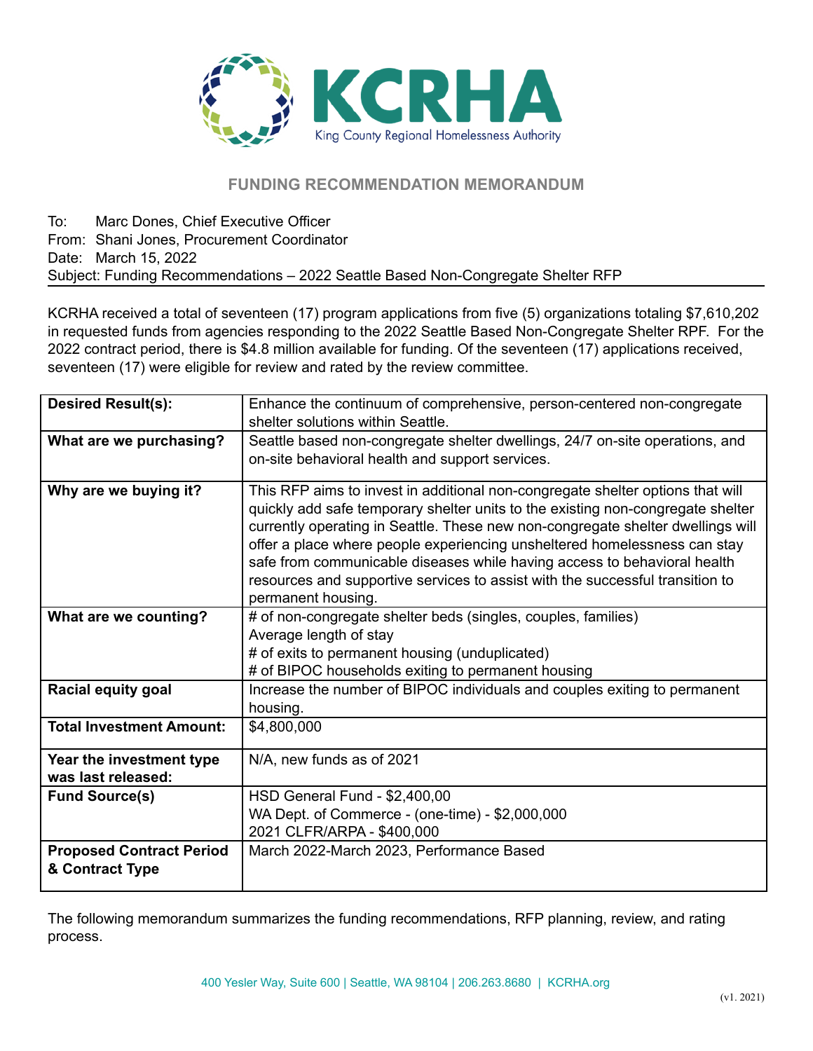KCRHA
King County Regional Homelessness Authority

## FUNDING RECOMMENDATION MEMORANDUM

To: Marc Dones, Chief Executive Officer
From: Shani Jones, Procurement Coordinator
Date: March 15, 2022
Subject: Funding Recommendations – 2022 Seattle Based Non-Congregate Shelter RFP

KCRHA received a total of seventeen (17) program applications from five (5) organizations totaling $7,610,202 in requested funds from agencies responding to the 2022 Seattle Based Non-Congregate Shelter RPF. For the 2022 contract period, there is $4.8 million available for funding. Of the seventeen (17) applications received, seventeen (17) were eligible for review and rated by the review committee.

| | |
|---|---|
| **Desired Result(s):** | Enhance the continuum of comprehensive, person-centered non-congregate shelter solutions within Seattle. |
| **What are we purchasing?** | Seattle based non-congregate shelter dwellings, 24/7 on-site operations, and on-site behavioral health and support services. |
| **Why are we buying it?** | This RFP aims to invest in additional non-congregate shelter options that will quickly add safe temporary shelter units to the existing non-congregate shelter currently operating in Seattle. These new non-congregate shelter dwellings will offer a place where people experiencing unsheltered homelessness can stay safe from communicable diseases while having access to behavioral health resources and supportive services to assist with the successful transition to permanent housing. |
| **What are we counting?** | # of non-congregate shelter beds (singles, couples, families)<br>Average length of stay<br># of exits to permanent housing (unduplicated)<br># of BIPOC households exiting to permanent housing |
| **Racial equity goal** | Increase the number of BIPOC individuals and couples exiting to permanent housing. |
| **Total Investment Amount:** | $4,800,000 |
| **Year the investment type was last released:** | N/A, new funds as of 2021 |
| **Fund Source(s)** | HSD General Fund - $2,400,00<br>WA Dept. of Commerce - (one-time) - $2,000,000<br>2021 CLFR/ARPA - $400,000 |
| **Proposed Contract Period & Contract Type** | March 2022-March 2023, Performance Based |

The following memorandum summarizes the funding recommendations, RFP planning, review, and rating process.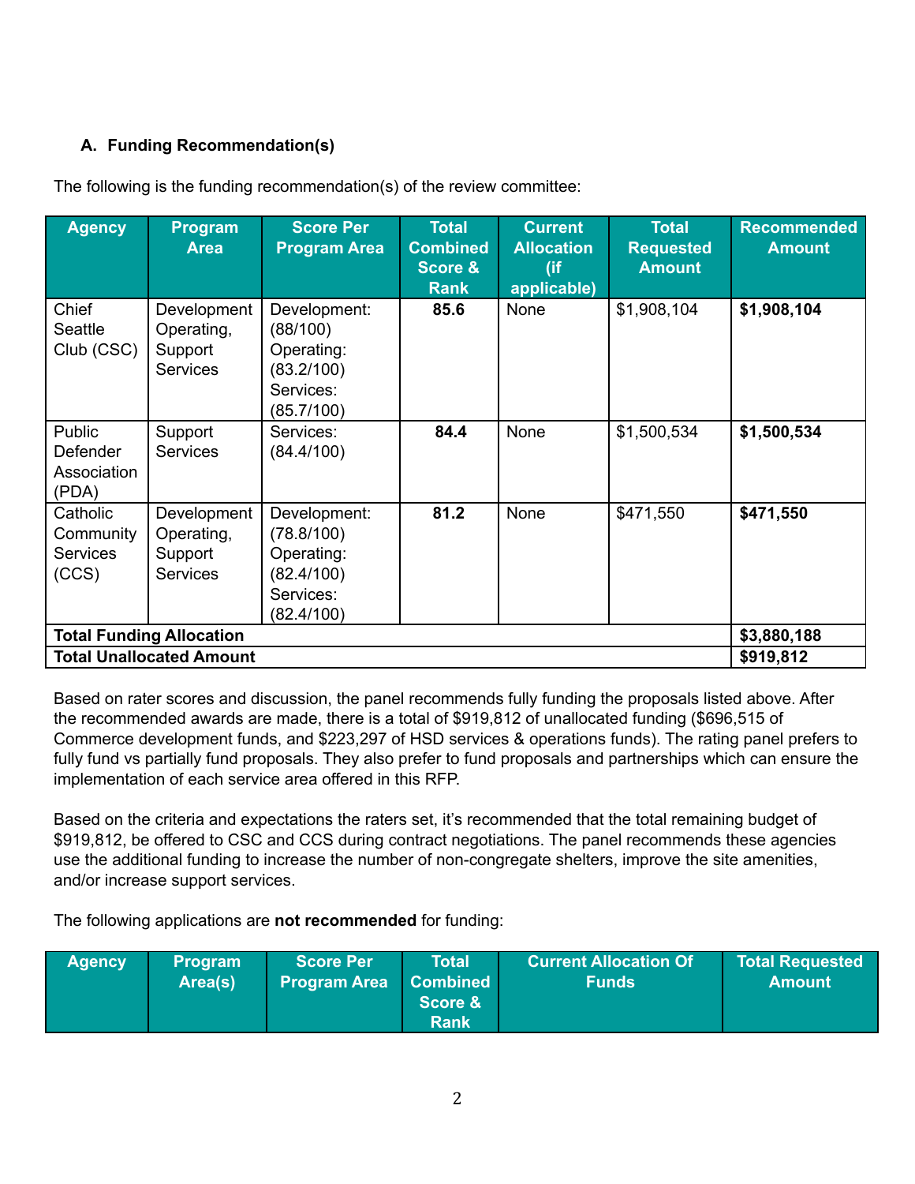### A. Funding Recommendation(s)

The following is the funding recommendation(s) of the review committee:

| Agency | Program Area | Score Per Program Area | Total Combined Score & Rank | Current Allocation (if applicable) | Total Requested Amount | Recommended Amount |
|---|---|---|---|---|---|---|
| Chief Seattle Club (CSC) | Development Operating, Support Services | Development: (88/100) Operating: (83.2/100) Services: (85.7/100) | **85.6** | None | $1,908,104 | **$1,908,104** |
| Public Defender Association (PDA) | Support Services | Services: (84.4/100) | **84.4** | None | $1,500,534 | **$1,500,534** |
| Catholic Community Services (CCS) | Development Operating, Support Services | Development: (78.8/100) Operating: (82.4/100) Services: (82.4/100) | **81.2** | None | $471,550 | **$471,550** |
| **Total Funding Allocation** | | | | | | **$3,880,188** |
| **Total Unallocated Amount** | | | | | | **$919,812** |

Based on rater scores and discussion, the panel recommends fully funding the proposals listed above. After the recommended awards are made, there is a total of $919,812 of unallocated funding ($696,515 of Commerce development funds, and $223,297 of HSD services & operations funds). The rating panel prefers to fully fund vs partially fund proposals. They also prefer to fund proposals and partnerships which can ensure the implementation of each service area offered in this RFP.

Based on the criteria and expectations the raters set, it's recommended that the total remaining budget of $919,812, be offered to CSC and CCS during contract negotiations. The panel recommends these agencies use the additional funding to increase the number of non-congregate shelters, improve the site amenities, and/or increase support services.

The following applications are **not recommended** for funding:

| Agency | Program Area(s) | Score Per Program Area | Total Combined Score & Rank | Current Allocation Of Funds | Total Requested Amount |
|---|---|---|---|---|---|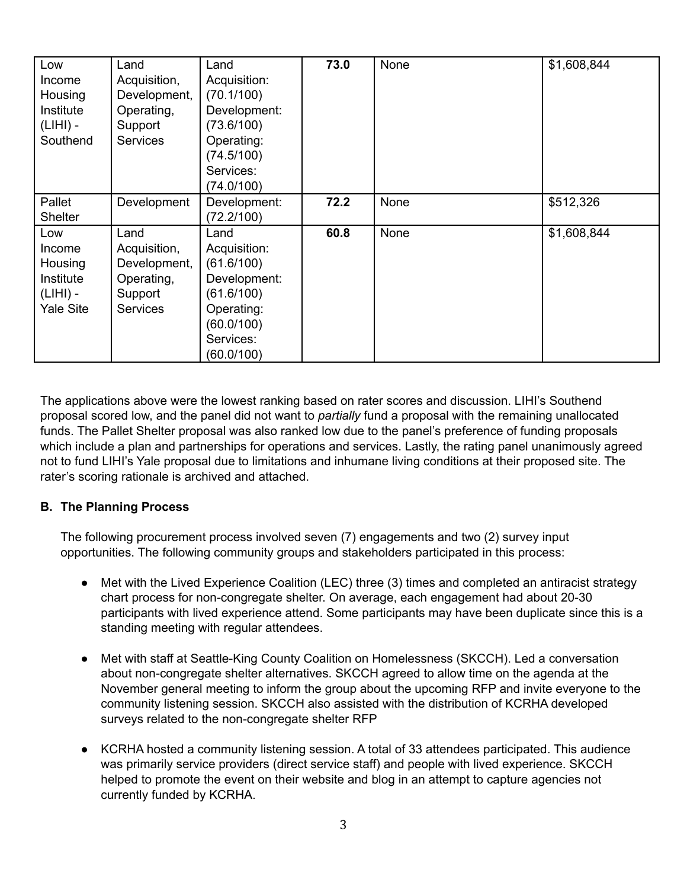| Low Income Housing Institute (LIHI) - Southend | Land Acquisition, Development, Operating, Support Services | Land Acquisition: (70.1/100) Development: (73.6/100) Operating: (74.5/100) Services: (74.0/100) | **73.0** | None | $1,608,844 |
|---|---|---|---|---|---|
| Pallet Shelter | Development | Development: (72.2/100) | **72.2** | None | $512,326 |
| Low Income Housing Institute (LIHI) - Yale Site | Land Acquisition, Development, Operating, Support Services | Land Acquisition: (61.6/100) Development: (61.6/100) Operating: (60.0/100) Services: (60.0/100) | **60.8** | None | $1,608,844 |

The applications above were the lowest ranking based on rater scores and discussion. LIHI's Southend proposal scored low, and the panel did not want to *partially* fund a proposal with the remaining unallocated funds. The Pallet Shelter proposal was also ranked low due to the panel's preference of funding proposals which include a plan and partnerships for operations and services. Lastly, the rating panel unanimously agreed not to fund LIHI's Yale proposal due to limitations and inhumane living conditions at their proposed site. The rater's scoring rationale is archived and attached.

**B. The Planning Process**

The following procurement process involved seven (7) engagements and two (2) survey input opportunities. The following community groups and stakeholders participated in this process:

- Met with the Lived Experience Coalition (LEC) three (3) times and completed an antiracist strategy chart process for non-congregate shelter. On average, each engagement had about 20-30 participants with lived experience attend. Some participants may have been duplicate since this is a standing meeting with regular attendees.

- Met with staff at Seattle-King County Coalition on Homelessness (SKCCH). Led a conversation about non-congregate shelter alternatives. SKCCH agreed to allow time on the agenda at the November general meeting to inform the group about the upcoming RFP and invite everyone to the community listening session. SKCCH also assisted with the distribution of KCRHA developed surveys related to the non-congregate shelter RFP

- KCRHA hosted a community listening session. A total of 33 attendees participated. This audience was primarily service providers (direct service staff) and people with lived experience. SKCCH helped to promote the event on their website and blog in an attempt to capture agencies not currently funded by KCRHA.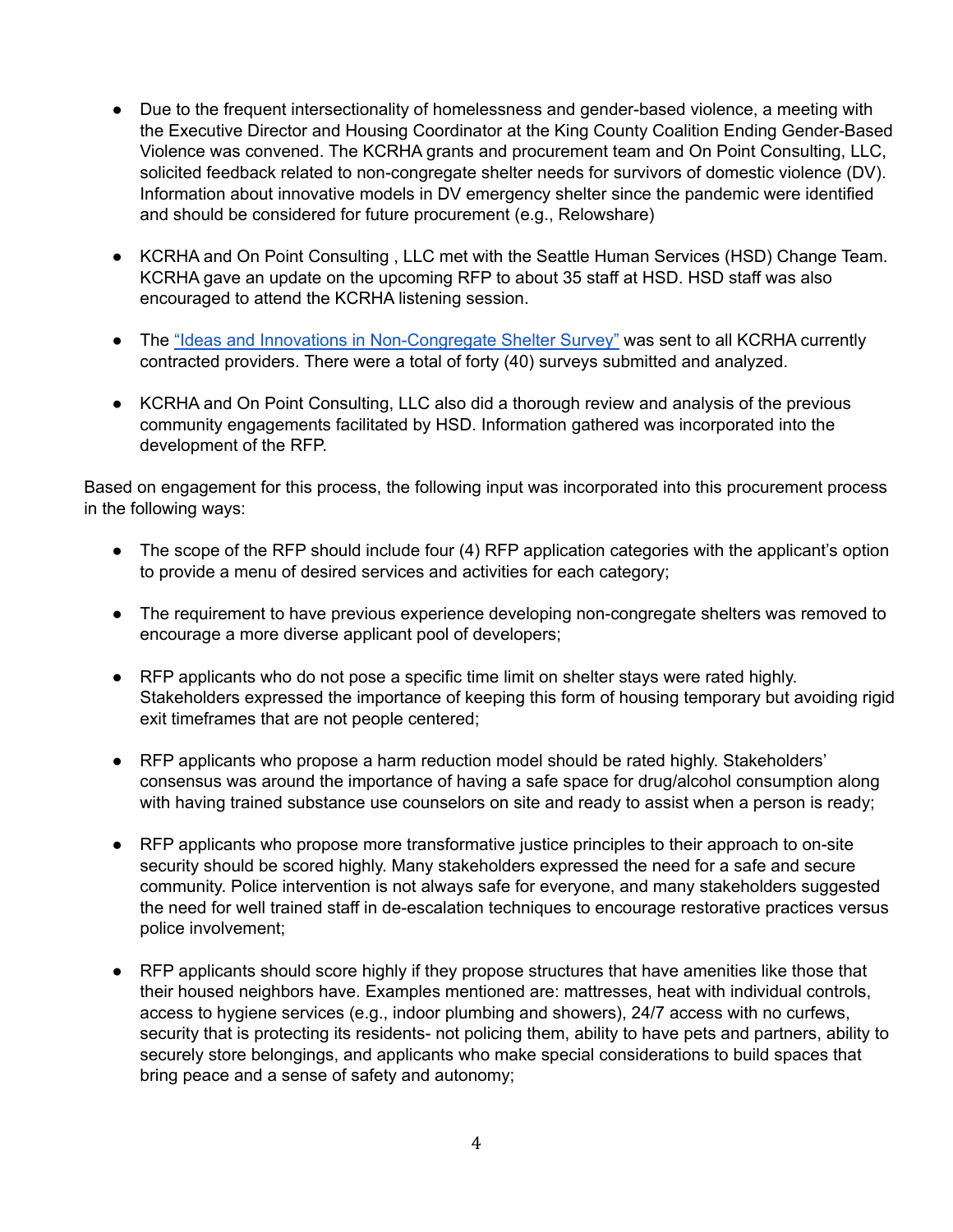- Due to the frequent intersectionality of homelessness and gender-based violence, a meeting with the Executive Director and Housing Coordinator at the King County Coalition Ending Gender-Based Violence was convened. The KCRHA grants and procurement team and On Point Consulting, LLC, solicited feedback related to non-congregate shelter needs for survivors of domestic violence (DV). Information about innovative models in DV emergency shelter since the pandemic were identified and should be considered for future procurement (e.g., Relowshare)

- KCRHA and On Point Consulting , LLC met with the Seattle Human Services (HSD) Change Team. KCRHA gave an update on the upcoming RFP to about 35 staff at HSD. HSD staff was also encouraged to attend the KCRHA listening session.

- The "Ideas and Innovations in Non-Congregate Shelter Survey" was sent to all KCRHA currently contracted providers. There were a total of forty (40) surveys submitted and analyzed.

- KCRHA and On Point Consulting, LLC also did a thorough review and analysis of the previous community engagements facilitated by HSD. Information gathered was incorporated into the development of the RFP.

Based on engagement for this process, the following input was incorporated into this procurement process in the following ways:

- The scope of the RFP should include four (4) RFP application categories with the applicant's option to provide a menu of desired services and activities for each category;

- The requirement to have previous experience developing non-congregate shelters was removed to encourage a more diverse applicant pool of developers;

- RFP applicants who do not pose a specific time limit on shelter stays were rated highly. Stakeholders expressed the importance of keeping this form of housing temporary but avoiding rigid exit timeframes that are not people centered;

- RFP applicants who propose a harm reduction model should be rated highly. Stakeholders' consensus was around the importance of having a safe space for drug/alcohol consumption along with having trained substance use counselors on site and ready to assist when a person is ready;

- RFP applicants who propose more transformative justice principles to their approach to on-site security should be scored highly. Many stakeholders expressed the need for a safe and secure community. Police intervention is not always safe for everyone, and many stakeholders suggested the need for well trained staff in de-escalation techniques to encourage restorative practices versus police involvement;

- RFP applicants should score highly if they propose structures that have amenities like those that their housed neighbors have. Examples mentioned are: mattresses, heat with individual controls, access to hygiene services (e.g., indoor plumbing and showers), 24/7 access with no curfews, security that is protecting its residents- not policing them, ability to have pets and partners, ability to securely store belongings, and applicants who make special considerations to build spaces that bring peace and a sense of safety and autonomy;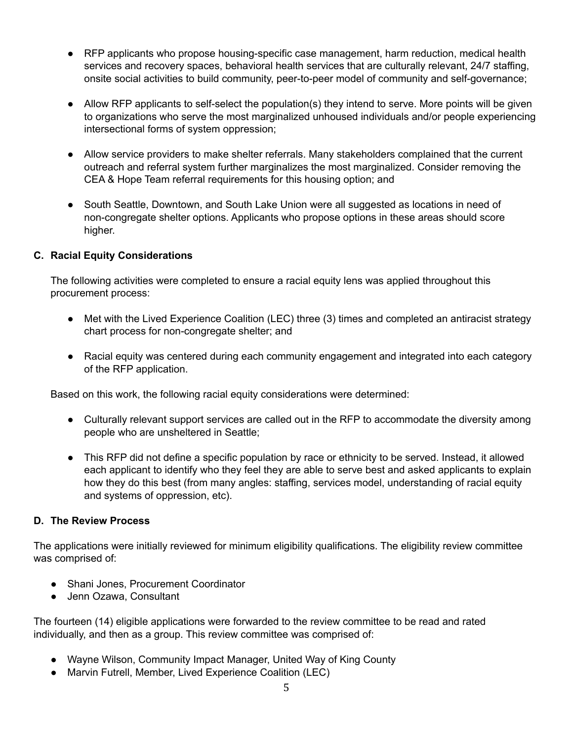- RFP applicants who propose housing-specific case management, harm reduction, medical health services and recovery spaces, behavioral health services that are culturally relevant, 24/7 staffing, onsite social activities to build community, peer-to-peer model of community and self-governance;

- Allow RFP applicants to self-select the population(s) they intend to serve. More points will be given to organizations who serve the most marginalized unhoused individuals and/or people experiencing intersectional forms of system oppression;

- Allow service providers to make shelter referrals. Many stakeholders complained that the current outreach and referral system further marginalizes the most marginalized. Consider removing the CEA & Hope Team referral requirements for this housing option; and

- South Seattle, Downtown, and South Lake Union were all suggested as locations in need of non-congregate shelter options. Applicants who propose options in these areas should score higher.

### C. Racial Equity Considerations

The following activities were completed to ensure a racial equity lens was applied throughout this procurement process:

- Met with the Lived Experience Coalition (LEC) three (3) times and completed an antiracist strategy chart process for non-congregate shelter; and

- Racial equity was centered during each community engagement and integrated into each category of the RFP application.

Based on this work, the following racial equity considerations were determined:

- Culturally relevant support services are called out in the RFP to accommodate the diversity among people who are unsheltered in Seattle;

- This RFP did not define a specific population by race or ethnicity to be served. Instead, it allowed each applicant to identify who they feel they are able to serve best and asked applicants to explain how they do this best (from many angles: staffing, services model, understanding of racial equity and systems of oppression, etc).

### D. The Review Process

The applications were initially reviewed for minimum eligibility qualifications. The eligibility review committee was comprised of:

- Shani Jones, Procurement Coordinator
- Jenn Ozawa, Consultant

The fourteen (14) eligible applications were forwarded to the review committee to be read and rated individually, and then as a group. This review committee was comprised of:

- Wayne Wilson, Community Impact Manager, United Way of King County
- Marvin Futrell, Member, Lived Experience Coalition (LEC)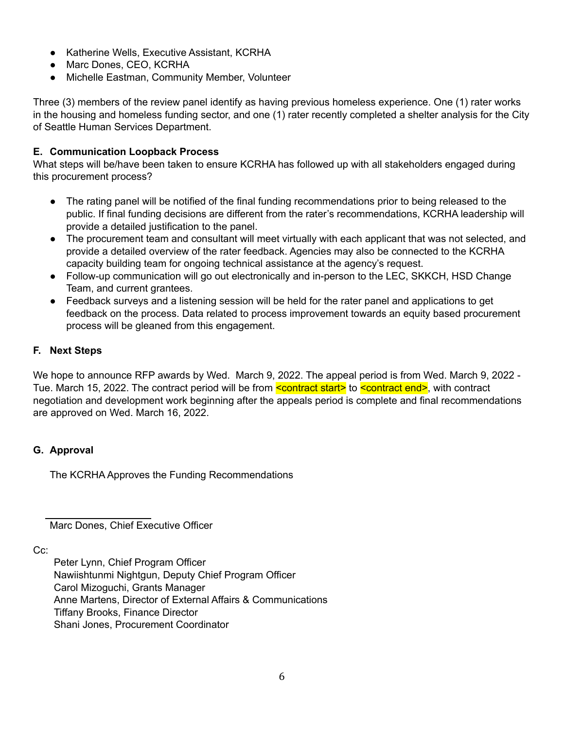- Katherine Wells, Executive Assistant, KCRHA
- Marc Dones, CEO, KCRHA
- Michelle Eastman, Community Member, Volunteer

Three (3) members of the review panel identify as having previous homeless experience. One (1) rater works in the housing and homeless funding sector, and one (1) rater recently completed a shelter analysis for the City of Seattle Human Services Department.

### E. Communication Loopback Process

What steps will be/have been taken to ensure KCRHA has followed up with all stakeholders engaged during this procurement process?

- The rating panel will be notified of the final funding recommendations prior to being released to the public. If final funding decisions are different from the rater's recommendations, KCRHA leadership will provide a detailed justification to the panel.
- The procurement team and consultant will meet virtually with each applicant that was not selected, and provide a detailed overview of the rater feedback. Agencies may also be connected to the KCRHA capacity building team for ongoing technical assistance at the agency's request.
- Follow-up communication will go out electronically and in-person to the LEC, SKKCH, HSD Change Team, and current grantees.
- Feedback surveys and a listening session will be held for the rater panel and applications to get feedback on the process. Data related to process improvement towards an equity based procurement process will be gleaned from this engagement.

### F. Next Steps

We hope to announce RFP awards by Wed. March 9, 2022. The appeal period is from Wed. March 9, 2022 - Tue. March 15, 2022. The contract period will be from <contract start> to <contract end>, with contract negotiation and development work beginning after the appeals period is complete and final recommendations are approved on Wed. March 16, 2022.

### G. Approval

The KCRHA Approves the Funding Recommendations

\_\_\_\_\_\_\_\_\_\_\_\_\_\_\_\_\_\_\_\_

Marc Dones, Chief Executive Officer

Cc:

Peter Lynn, Chief Program Officer
Nawiishtunmi Nightgun, Deputy Chief Program Officer
Carol Mizoguchi, Grants Manager
Anne Martens, Director of External Affairs & Communications
Tiffany Brooks, Finance Director
Shani Jones, Procurement Coordinator